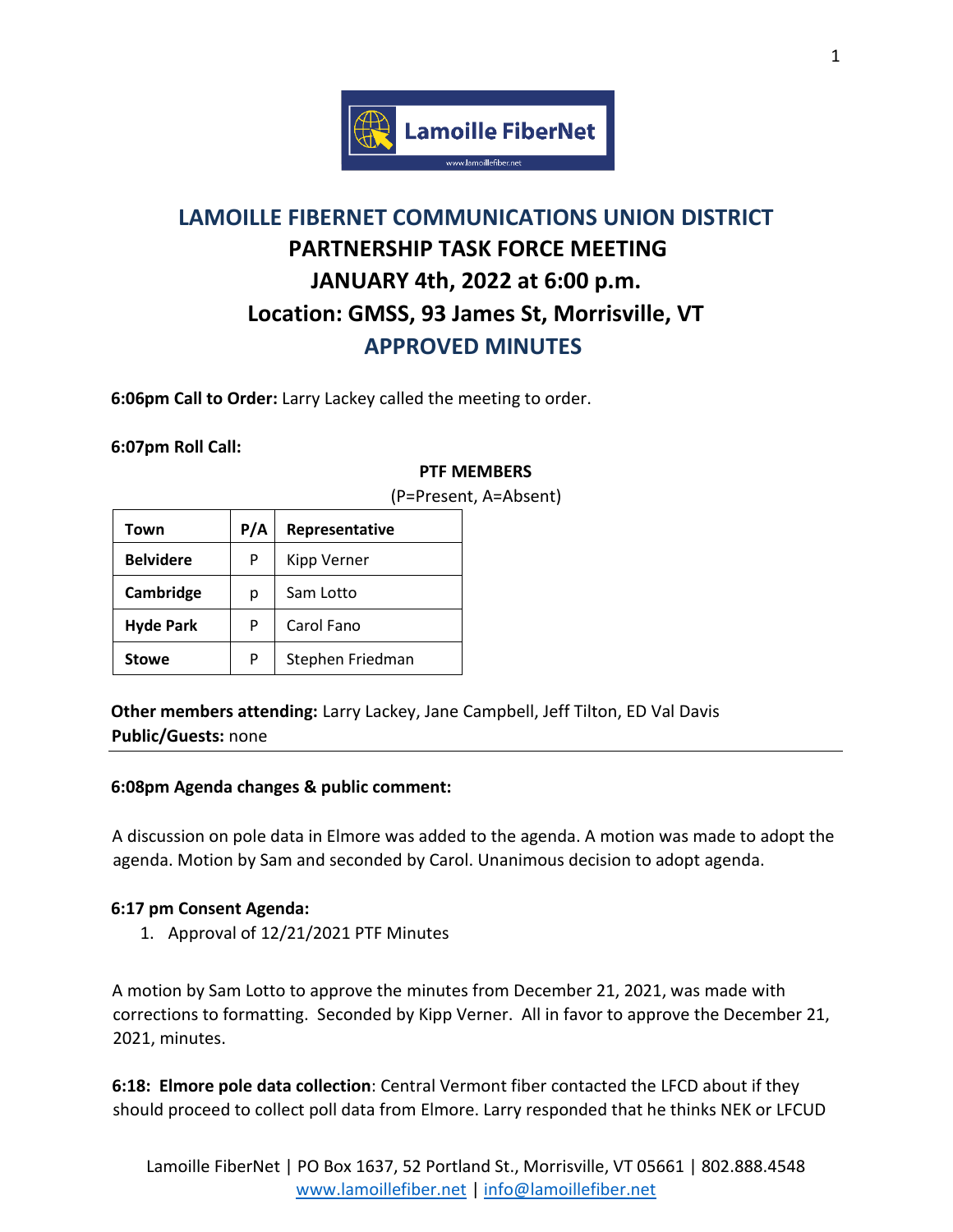# LAMOILLE FIBERNET COMMUNICATIONS UNION DISTRICT
## PARTNERSHIP TASK FORCE MEETING
## JANUARY 4th, 2022 at 6:00 p.m.
## Location: GMSS, 93 James St, Morrisville, VT
## APPROVED MINUTES

**6:06pm Call to Order:** Larry Lackey called the meeting to order.

**6:07pm Roll Call:**

**PTF MEMBERS**
(P=Present, A=Absent)

| Town | P/A | Representative |
|---|---|---|
| **Belvidere** | P | Kipp Verner |
| **Cambridge** | p | Sam Lotto |
| **Hyde Park** | P | Carol Fano |
| **Stowe** | P | Stephen Friedman |

**Other members attending:** Larry Lackey, Jane Campbell, Jeff Tilton, ED Val Davis
**Public/Guests:** none

---

**6:08pm Agenda changes & public comment:**

A discussion on pole data in Elmore was added to the agenda. A motion was made to adopt the agenda. Motion by Sam and seconded by Carol. Unanimous decision to adopt agenda.

**6:17 pm Consent Agenda:**

1. Approval of 12/21/2021 PTF Minutes

A motion by Sam Lotto to approve the minutes from December 21, 2021, was made with corrections to formatting. Seconded by Kipp Verner. All in favor to approve the December 21, 2021, minutes.

**6:18: Elmore pole data collection**: Central Vermont fiber contacted the LFCD about if they should proceed to collect poll data from Elmore. Larry responded that he thinks NEK or LFCUD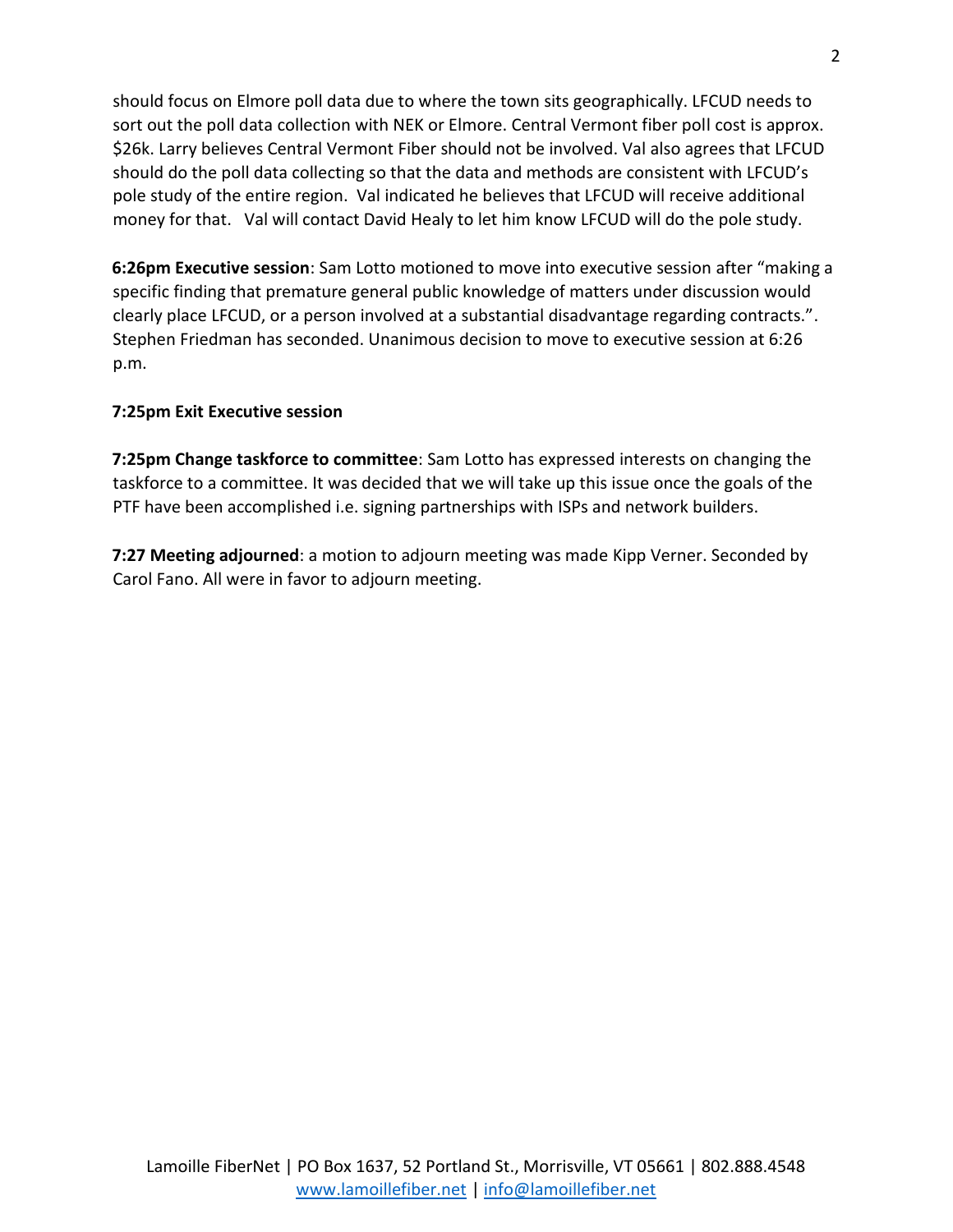should focus on Elmore poll data due to where the town sits geographically. LFCUD needs to sort out the poll data collection with NEK or Elmore. Central Vermont fiber poll cost is approx. $26k. Larry believes Central Vermont Fiber should not be involved. Val also agrees that LFCUD should do the poll data collecting so that the data and methods are consistent with LFCUD's pole study of the entire region. Val indicated he believes that LFCUD will receive additional money for that. Val will contact David Healy to let him know LFCUD will do the pole study.

**6:26pm Executive session**: Sam Lotto motioned to move into executive session after "making a specific finding that premature general public knowledge of matters under discussion would clearly place LFCUD, or a person involved at a substantial disadvantage regarding contracts.". Stephen Friedman has seconded. Unanimous decision to move to executive session at 6:26 p.m.

**7:25pm Exit Executive session**

**7:25pm Change taskforce to committee**: Sam Lotto has expressed interests on changing the taskforce to a committee. It was decided that we will take up this issue once the goals of the PTF have been accomplished i.e. signing partnerships with ISPs and network builders.

**7:27 Meeting adjourned**: a motion to adjourn meeting was made Kipp Verner. Seconded by Carol Fano. All were in favor to adjourn meeting.

Lamoille FiberNet | PO Box 1637, 52 Portland St., Morrisville, VT 05661 | 802.888.4548
www.lamoillefiber.net | info@lamoillefiber.net